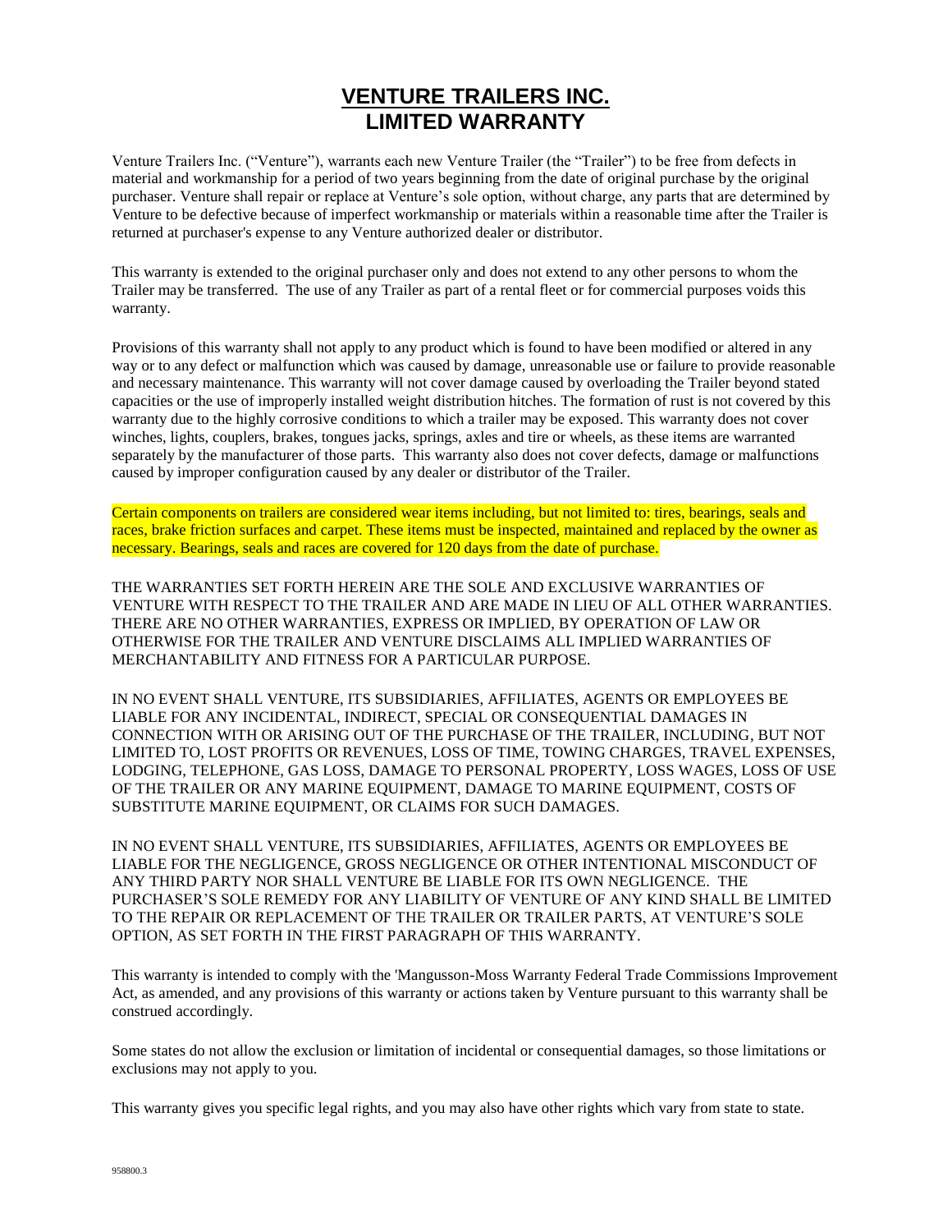# VENTURE TRAILERS INC.
## LIMITED WARRANTY

Venture Trailers Inc. ("Venture"), warrants each new Venture Trailer (the "Trailer") to be free from defects in material and workmanship for a period of two years beginning from the date of original purchase by the original purchaser. Venture shall repair or replace at Venture's sole option, without charge, any parts that are determined by Venture to be defective because of imperfect workmanship or materials within a reasonable time after the Trailer is returned at purchaser's expense to any Venture authorized dealer or distributor.

This warranty is extended to the original purchaser only and does not extend to any other persons to whom the Trailer may be transferred. The use of any Trailer as part of a rental fleet or for commercial purposes voids this warranty.

Provisions of this warranty shall not apply to any product which is found to have been modified or altered in any way or to any defect or malfunction which was caused by damage, unreasonable use or failure to provide reasonable and necessary maintenance. This warranty will not cover damage caused by overloading the Trailer beyond stated capacities or the use of improperly installed weight distribution hitches. The formation of rust is not covered by this warranty due to the highly corrosive conditions to which a trailer may be exposed. This warranty does not cover winches, lights, couplers, brakes, tongues jacks, springs, axles and tire or wheels, as these items are warranted separately by the manufacturer of those parts. This warranty also does not cover defects, damage or malfunctions caused by improper configuration caused by any dealer or distributor of the Trailer.

Certain components on trailers are considered wear items including, but not limited to: tires, bearings, seals and races, brake friction surfaces and carpet. These items must be inspected, maintained and replaced by the owner as necessary. Bearings, seals and races are covered for 120 days from the date of purchase.

THE WARRANTIES SET FORTH HEREIN ARE THE SOLE AND EXCLUSIVE WARRANTIES OF VENTURE WITH RESPECT TO THE TRAILER AND ARE MADE IN LIEU OF ALL OTHER WARRANTIES. THERE ARE NO OTHER WARRANTIES, EXPRESS OR IMPLIED, BY OPERATION OF LAW OR OTHERWISE FOR THE TRAILER AND VENTURE DISCLAIMS ALL IMPLIED WARRANTIES OF MERCHANTABILITY AND FITNESS FOR A PARTICULAR PURPOSE.

IN NO EVENT SHALL VENTURE, ITS SUBSIDIARIES, AFFILIATES, AGENTS OR EMPLOYEES BE LIABLE FOR ANY INCIDENTAL, INDIRECT, SPECIAL OR CONSEQUENTIAL DAMAGES IN CONNECTION WITH OR ARISING OUT OF THE PURCHASE OF THE TRAILER, INCLUDING, BUT NOT LIMITED TO, LOST PROFITS OR REVENUES, LOSS OF TIME, TOWING CHARGES, TRAVEL EXPENSES, LODGING, TELEPHONE, GAS LOSS, DAMAGE TO PERSONAL PROPERTY, LOSS WAGES, LOSS OF USE OF THE TRAILER OR ANY MARINE EQUIPMENT, DAMAGE TO MARINE EQUIPMENT, COSTS OF SUBSTITUTE MARINE EQUIPMENT, OR CLAIMS FOR SUCH DAMAGES.

IN NO EVENT SHALL VENTURE, ITS SUBSIDIARIES, AFFILIATES, AGENTS OR EMPLOYEES BE LIABLE FOR THE NEGLIGENCE, GROSS NEGLIGENCE OR OTHER INTENTIONAL MISCONDUCT OF ANY THIRD PARTY NOR SHALL VENTURE BE LIABLE FOR ITS OWN NEGLIGENCE. THE PURCHASER'S SOLE REMEDY FOR ANY LIABILITY OF VENTURE OF ANY KIND SHALL BE LIMITED TO THE REPAIR OR REPLACEMENT OF THE TRAILER OR TRAILER PARTS, AT VENTURE'S SOLE OPTION, AS SET FORTH IN THE FIRST PARAGRAPH OF THIS WARRANTY.

This warranty is intended to comply with the 'Mangusson-Moss Warranty Federal Trade Commissions Improvement Act, as amended, and any provisions of this warranty or actions taken by Venture pursuant to this warranty shall be construed accordingly.

Some states do not allow the exclusion or limitation of incidental or consequential damages, so those limitations or exclusions may not apply to you.

This warranty gives you specific legal rights, and you may also have other rights which vary from state to state.

958800.3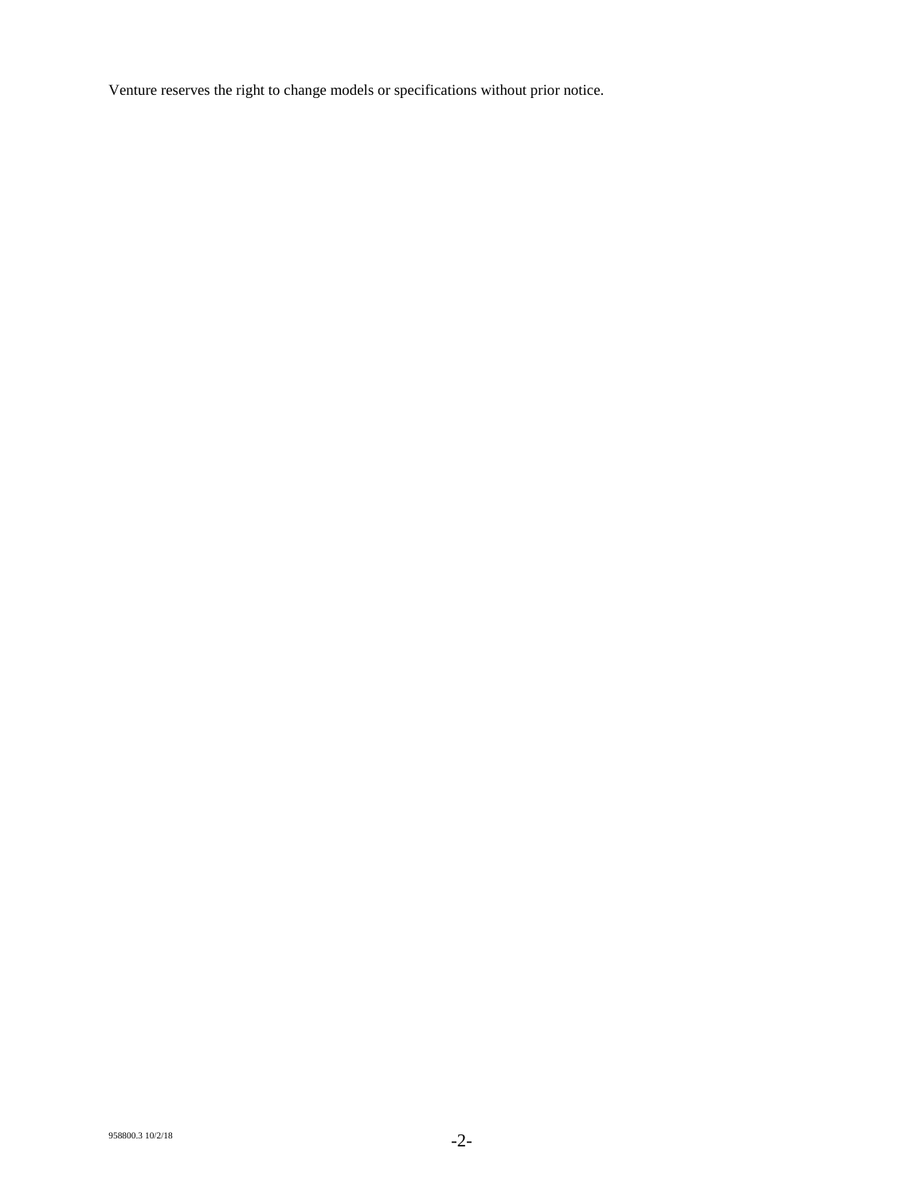Venture reserves the right to change models or specifications without prior notice.